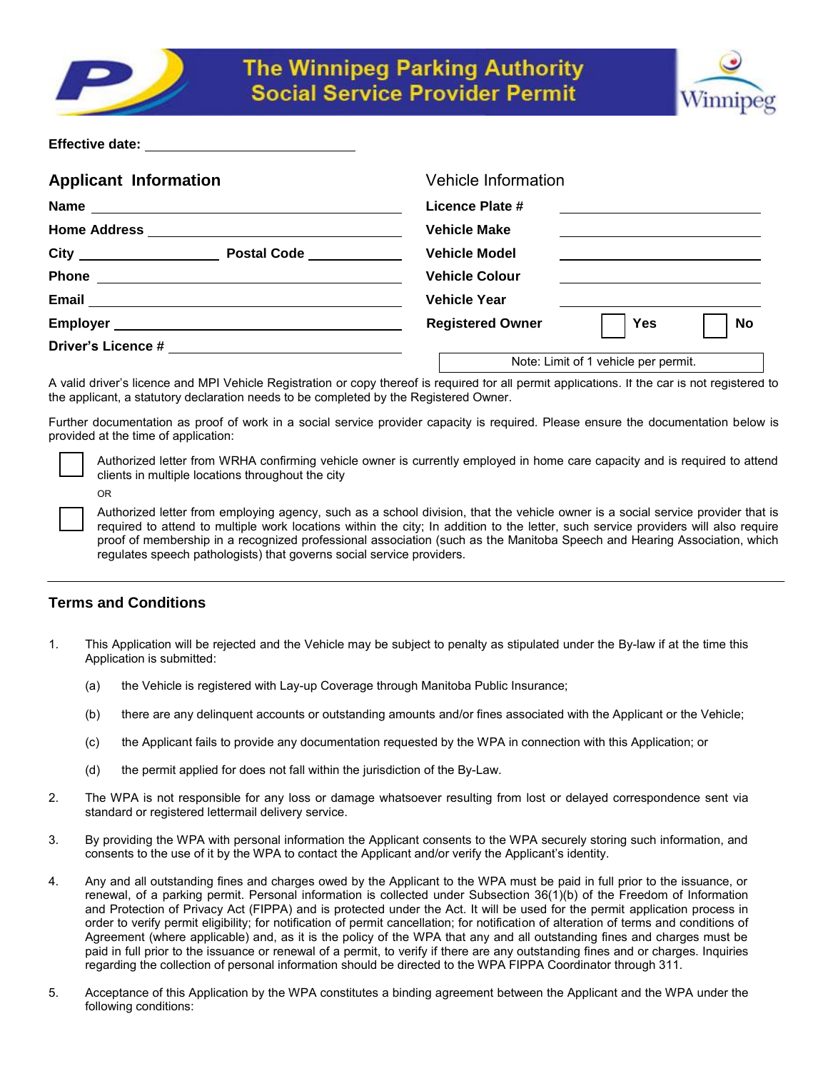# The Winnipeg Parking Authority Social Service Provider Permit

**Effective date:** ____________________________

## Applicant Information

**Name** ________________________________________

**Home Address** ________________________________________

**City** __________________ **Postal Code** ____________

**Phone** ________________________________________

**Email** ________________________________________

**Employer** ________________________________________

**Driver's Licence #** ________________________________

## Vehicle Information

**Licence Plate #** ____________________

**Vehicle Make** ____________________

**Vehicle Model** ____________________

**Vehicle Colour** ____________________

**Vehicle Year** ____________________

**Registered Owner** ☐ **Yes** ☐ **No**

Note: Limit of 1 vehicle per permit.

A valid driver's licence and MPI Vehicle Registration or copy thereof is required for all permit applications. If the car is not registered to the applicant, a statutory declaration needs to be completed by the Registered Owner.

Further documentation as proof of work in a social service provider capacity is required. Please ensure the documentation below is provided at the time of application:

☐ Authorized letter from WRHA confirming vehicle owner is currently employed in home care capacity and is required to attend clients in multiple locations throughout the city

OR

☐ Authorized letter from employing agency, such as a school division, that the vehicle owner is a social service provider that is required to attend to multiple work locations within the city; In addition to the letter, such service providers will also require proof of membership in a recognized professional association (such as the Manitoba Speech and Hearing Association, which regulates speech pathologists) that governs social service providers.

---

## Terms and Conditions

1. This Application will be rejected and the Vehicle may be subject to penalty as stipulated under the By-law if at the time this Application is submitted:

   (a) the Vehicle is registered with Lay-up Coverage through Manitoba Public Insurance;

   (b) there are any delinquent accounts or outstanding amounts and/or fines associated with the Applicant or the Vehicle;

   (c) the Applicant fails to provide any documentation requested by the WPA in connection with this Application; or

   (d) the permit applied for does not fall within the jurisdiction of the By-Law.

2. The WPA is not responsible for any loss or damage whatsoever resulting from lost or delayed correspondence sent via standard or registered lettermail delivery service.

3. By providing the WPA with personal information the Applicant consents to the WPA securely storing such information, and consents to the use of it by the WPA to contact the Applicant and/or verify the Applicant's identity.

4. Any and all outstanding fines and charges owed by the Applicant to the WPA must be paid in full prior to the issuance, or renewal, of a parking permit. Personal information is collected under Subsection 36(1)(b) of the Freedom of Information and Protection of Privacy Act (FIPPA) and is protected under the Act. It will be used for the permit application process in order to verify permit eligibility; for notification of permit cancellation; for notification of alteration of terms and conditions of Agreement (where applicable) and, as it is the policy of the WPA that any and all outstanding fines and charges must be paid in full prior to the issuance or renewal of a permit, to verify if there are any outstanding fines and or charges. Inquiries regarding the collection of personal information should be directed to the WPA FIPPA Coordinator through 311.

5. Acceptance of this Application by the WPA constitutes a binding agreement between the Applicant and the WPA under the following conditions: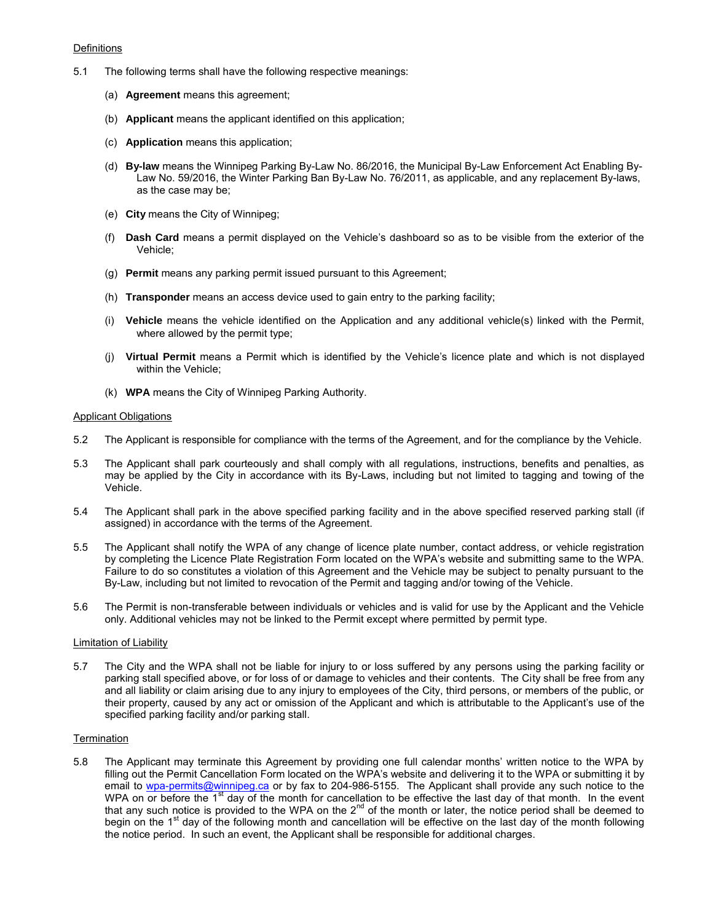Definitions

5.1 The following terms shall have the following respective meanings:

(a) **Agreement** means this agreement;

(b) **Applicant** means the applicant identified on this application;

(c) **Application** means this application;

(d) **By-law** means the Winnipeg Parking By-Law No. 86/2016, the Municipal By-Law Enforcement Act Enabling By-Law No. 59/2016, the Winter Parking Ban By-Law No. 76/2011, as applicable, and any replacement By-laws, as the case may be;

(e) **City** means the City of Winnipeg;

(f) **Dash Card** means a permit displayed on the Vehicle's dashboard so as to be visible from the exterior of the Vehicle;

(g) **Permit** means any parking permit issued pursuant to this Agreement;

(h) **Transponder** means an access device used to gain entry to the parking facility;

(i) **Vehicle** means the vehicle identified on the Application and any additional vehicle(s) linked with the Permit, where allowed by the permit type;

(j) **Virtual Permit** means a Permit which is identified by the Vehicle's licence plate and which is not displayed within the Vehicle;

(k) **WPA** means the City of Winnipeg Parking Authority.

Applicant Obligations

5.2 The Applicant is responsible for compliance with the terms of the Agreement, and for the compliance by the Vehicle.

5.3 The Applicant shall park courteously and shall comply with all regulations, instructions, benefits and penalties, as may be applied by the City in accordance with its By-Laws, including but not limited to tagging and towing of the Vehicle.

5.4 The Applicant shall park in the above specified parking facility and in the above specified reserved parking stall (if assigned) in accordance with the terms of the Agreement.

5.5 The Applicant shall notify the WPA of any change of licence plate number, contact address, or vehicle registration by completing the Licence Plate Registration Form located on the WPA's website and submitting same to the WPA. Failure to do so constitutes a violation of this Agreement and the Vehicle may be subject to penalty pursuant to the By-Law, including but not limited to revocation of the Permit and tagging and/or towing of the Vehicle.

5.6 The Permit is non-transferable between individuals or vehicles and is valid for use by the Applicant and the Vehicle only. Additional vehicles may not be linked to the Permit except where permitted by permit type.

Limitation of Liability

5.7 The City and the WPA shall not be liable for injury to or loss suffered by any persons using the parking facility or parking stall specified above, or for loss of or damage to vehicles and their contents. The City shall be free from any and all liability or claim arising due to any injury to employees of the City, third persons, or members of the public, or their property, caused by any act or omission of the Applicant and which is attributable to the Applicant's use of the specified parking facility and/or parking stall.

Termination

5.8 The Applicant may terminate this Agreement by providing one full calendar months' written notice to the WPA by filling out the Permit Cancellation Form located on the WPA's website and delivering it to the WPA or submitting it by email to wpa-permits@winnipeg.ca or by fax to 204-986-5155. The Applicant shall provide any such notice to the WPA on or before the 1st day of the month for cancellation to be effective the last day of that month. In the event that any such notice is provided to the WPA on the 2nd of the month or later, the notice period shall be deemed to begin on the 1st day of the following month and cancellation will be effective on the last day of the month following the notice period. In such an event, the Applicant shall be responsible for additional charges.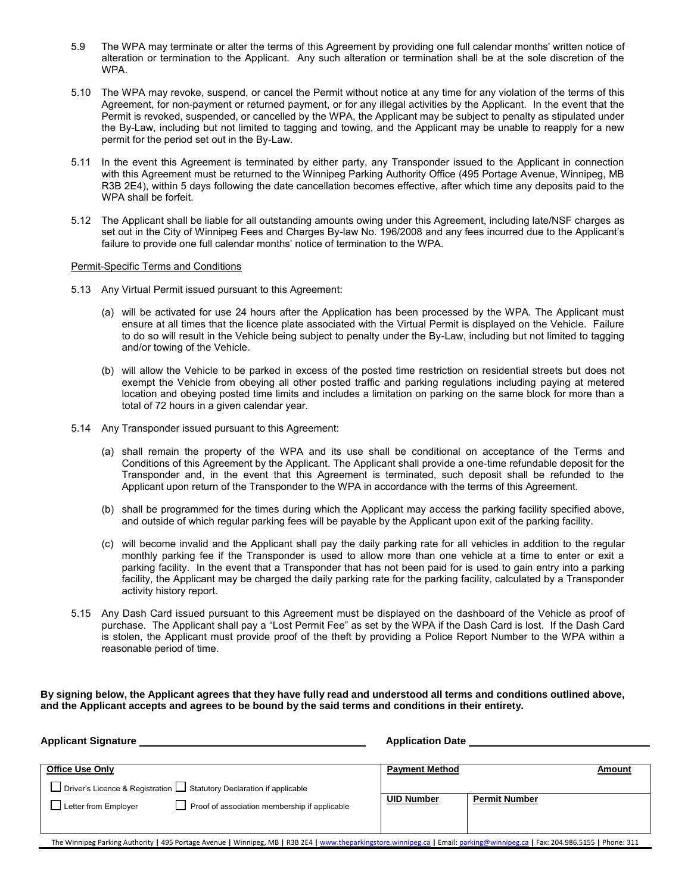5.9 The WPA may terminate or alter the terms of this Agreement by providing one full calendar months' written notice of alteration or termination to the Applicant. Any such alteration or termination shall be at the sole discretion of the WPA.

5.10 The WPA may revoke, suspend, or cancel the Permit without notice at any time for any violation of the terms of this Agreement, for non-payment or returned payment, or for any illegal activities by the Applicant. In the event that the Permit is revoked, suspended, or cancelled by the WPA, the Applicant may be subject to penalty as stipulated under the By-Law, including but not limited to tagging and towing, and the Applicant may be unable to reapply for a new permit for the period set out in the By-Law.

5.11 In the event this Agreement is terminated by either party, any Transponder issued to the Applicant in connection with this Agreement must be returned to the Winnipeg Parking Authority Office (495 Portage Avenue, Winnipeg, MB R3B 2E4), within 5 days following the date cancellation becomes effective, after which time any deposits paid to the WPA shall be forfeit.

5.12 The Applicant shall be liable for all outstanding amounts owing under this Agreement, including late/NSF charges as set out in the City of Winnipeg Fees and Charges By-law No. 196/2008 and any fees incurred due to the Applicant's failure to provide one full calendar months' notice of termination to the WPA.

Permit-Specific Terms and Conditions

5.13 Any Virtual Permit issued pursuant to this Agreement:

(a) will be activated for use 24 hours after the Application has been processed by the WPA. The Applicant must ensure at all times that the licence plate associated with the Virtual Permit is displayed on the Vehicle. Failure to do so will result in the Vehicle being subject to penalty under the By-Law, including but not limited to tagging and/or towing of the Vehicle.

(b) will allow the Vehicle to be parked in excess of the posted time restriction on residential streets but does not exempt the Vehicle from obeying all other posted traffic and parking regulations including paying at metered location and obeying posted time limits and includes a limitation on parking on the same block for more than a total of 72 hours in a given calendar year.

5.14 Any Transponder issued pursuant to this Agreement:

(a) shall remain the property of the WPA and its use shall be conditional on acceptance of the Terms and Conditions of this Agreement by the Applicant. The Applicant shall provide a one-time refundable deposit for the Transponder and, in the event that this Agreement is terminated, such deposit shall be refunded to the Applicant upon return of the Transponder to the WPA in accordance with the terms of this Agreement.

(b) shall be programmed for the times during which the Applicant may access the parking facility specified above, and outside of which regular parking fees will be payable by the Applicant upon exit of the parking facility.

(c) will become invalid and the Applicant shall pay the daily parking rate for all vehicles in addition to the regular monthly parking fee if the Transponder is used to allow more than one vehicle at a time to enter or exit a parking facility. In the event that a Transponder that has not been paid for is used to gain entry into a parking facility, the Applicant may be charged the daily parking rate for the parking facility, calculated by a Transponder activity history report.

5.15 Any Dash Card issued pursuant to this Agreement must be displayed on the dashboard of the Vehicle as proof of purchase. The Applicant shall pay a "Lost Permit Fee" as set by the WPA if the Dash Card is lost. If the Dash Card is stolen, the Applicant must provide proof of the theft by providing a Police Report Number to the WPA within a reasonable period of time.

**By signing below, the Applicant agrees that they have fully read and understood all terms and conditions outlined above, and the Applicant accepts and agrees to be bound by the said terms and conditions in their entirety.**

**Applicant Signature** ______________________ **Application Date** ______________________

| **Office Use Only** | | **Payment Method** | | **Amount** |
|---|---|---|---|---|
| ☐ Driver's Licence & Registration | ☐ Statutory Declaration if applicable | **UID Number** | **Permit Number** | |
| ☐ Letter from Employer | ☐ Proof of association membership if applicable | | | |

The Winnipeg Parking Authority | 495 Portage Avenue | Winnipeg, MB | R3B 2E4 | www.theparkingstore.winnipeg.ca | Email: parking@winnipeg.ca | Fax: 204.986.5155 | Phone: 311